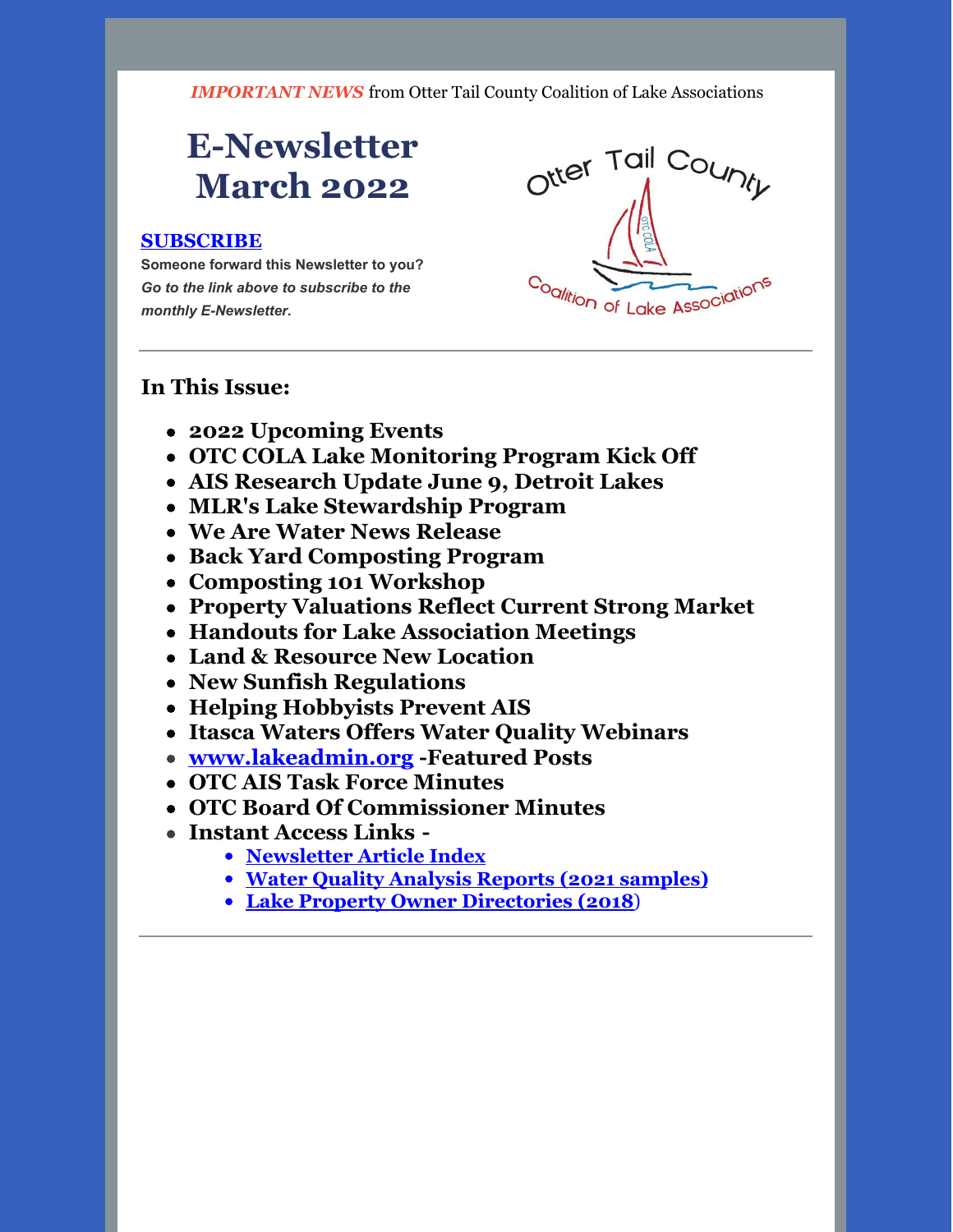*IMPORTANT NEWS* from Otter Tail County Coalition of Lake Associations

# E-Newsletter March 2022

**[SUBSCRIBE]**

**Someone forward this Newsletter to you?**
***Go to the link above to subscribe to the monthly E-Newsletter.***

Otter Tail County Coalition of Lake Associations

---

## In This Issue:

- **2022 Upcoming Events**
- **OTC COLA Lake Monitoring Program Kick Off**
- **AIS Research Update June 9, Detroit Lakes**
- **MLR's Lake Stewardship Program**
- **We Are Water News Release**
- **Back Yard Composting Program**
- **Composting 101 Workshop**
- **Property Valuations Reflect Current Strong Market**
- **Handouts for Lake Association Meetings**
- **Land & Resource New Location**
- **New Sunfish Regulations**
- **Helping Hobbyists Prevent AIS**
- **Itasca Waters Offers Water Quality Webinars**
- **www.lakeadmin.org -Featured Posts**
- **OTC AIS Task Force Minutes**
- **OTC Board Of Commissioner Minutes**
- **Instant Access Links -**
  - **Newsletter Article Index**
  - **Water Quality Analysis Reports (2021 samples)**
  - **Lake Property Owner Directories (2018)**

---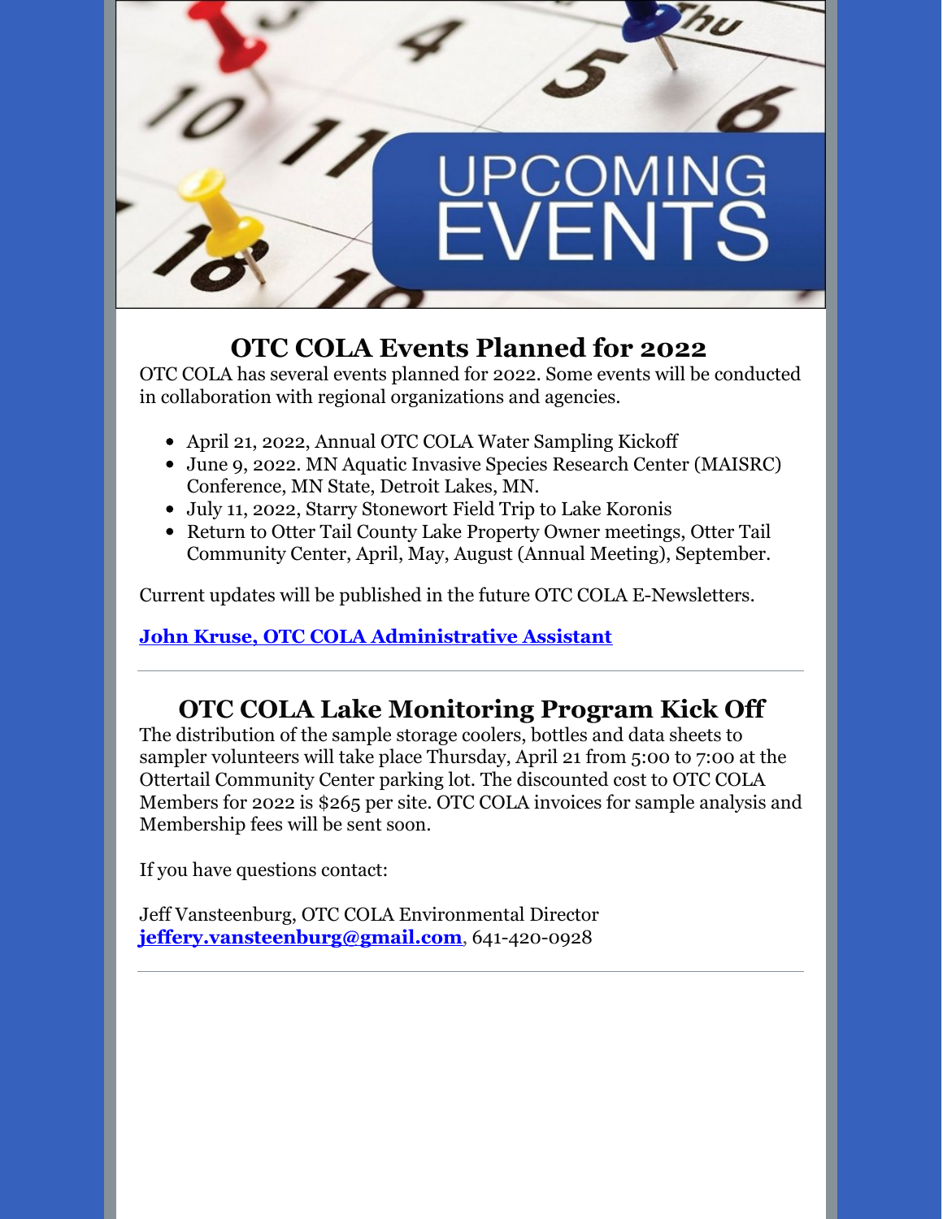## OTC COLA Events Planned for 2022

OTC COLA has several events planned for 2022. Some events will be conducted in collaboration with regional organizations and agencies.

- April 21, 2022, Annual OTC COLA Water Sampling Kickoff
- June 9, 2022. MN Aquatic Invasive Species Research Center (MAISRC) Conference, MN State, Detroit Lakes, MN.
- July 11, 2022, Starry Stonewort Field Trip to Lake Koronis
- Return to Otter Tail County Lake Property Owner meetings, Otter Tail Community Center, April, May, August (Annual Meeting), September.

Current updates will be published in the future OTC COLA E-Newsletters.

**John Kruse, OTC COLA Administrative Assistant**

---

## OTC COLA Lake Monitoring Program Kick Off

The distribution of the sample storage coolers, bottles and data sheets to sampler volunteers will take place Thursday, April 21 from 5:00 to 7:00 at the Ottertail Community Center parking lot. The discounted cost to OTC COLA Members for 2022 is $265 per site. OTC COLA invoices for sample analysis and Membership fees will be sent soon.

If you have questions contact:

Jeff Vansteenburg, OTC COLA Environmental Director
**jeffery.vansteenburg@gmail.com**, 641-420-0928

---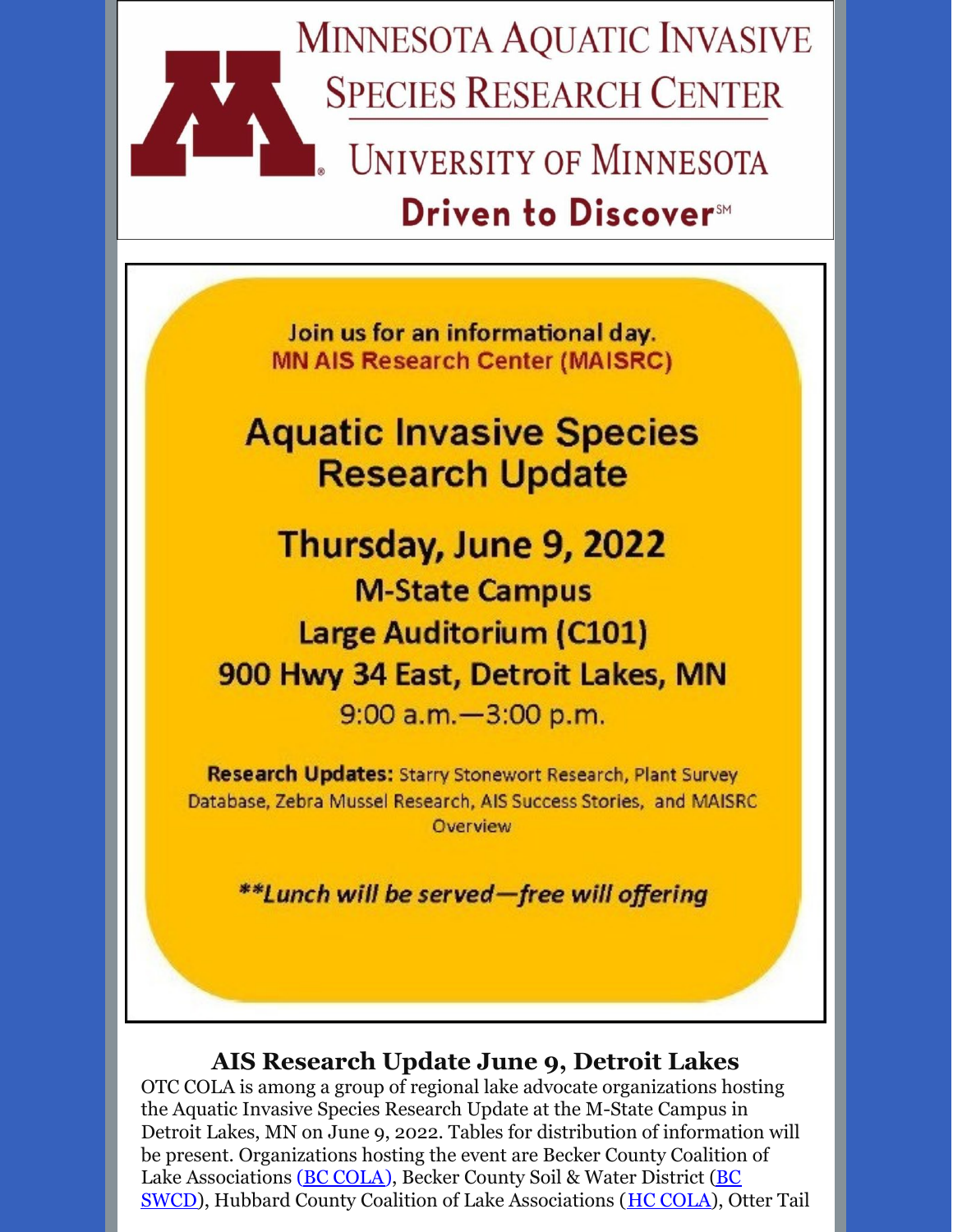# Minnesota Aquatic Invasive Species Research Center

University of Minnesota

**Driven to Discover**℠

Join us for an informational day.

MN AIS Research Center (MAISRC)

## Aquatic Invasive Species Research Update

### Thursday, June 9, 2022

**M-State Campus**

**Large Auditorium (C101)**

**900 Hwy 34 East, Detroit Lakes, MN**

9:00 a.m.—3:00 p.m.

**Research Updates:** Starry Stonewort Research, Plant Survey Database, Zebra Mussel Research, AIS Success Stories, and MAISRC Overview

***\*\*Lunch will be served—free will offering***

## AIS Research Update June 9, Detroit Lakes

OTC COLA is among a group of regional lake advocate organizations hosting the Aquatic Invasive Species Research Update at the M-State Campus in Detroit Lakes, MN on June 9, 2022. Tables for distribution of information will be present. Organizations hosting the event are Becker County Coalition of Lake Associations (BC COLA), Becker County Soil & Water District (BC SWCD), Hubbard County Coalition of Lake Associations (HC COLA), Otter Tail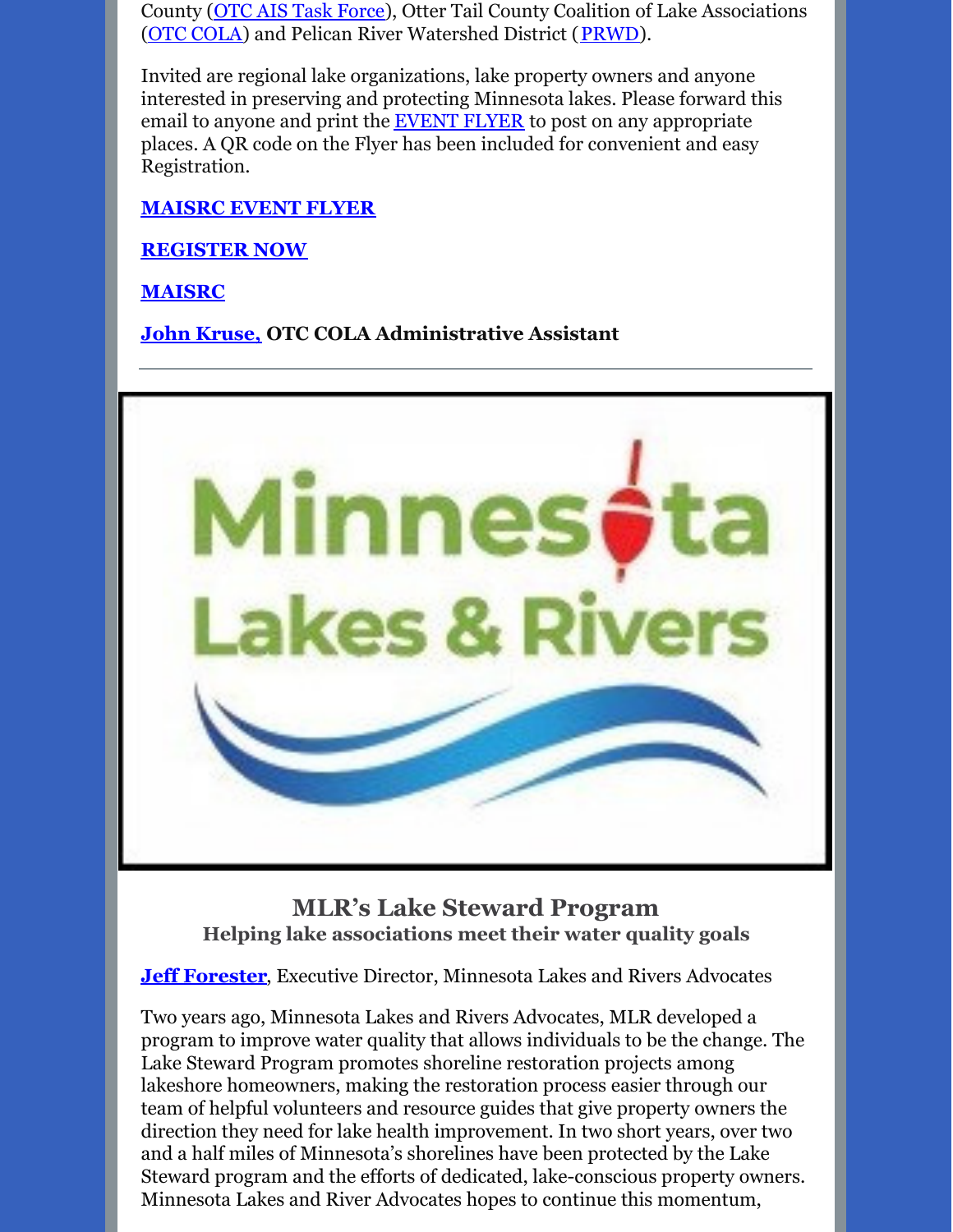County (OTC AIS Task Force), Otter Tail County Coalition of Lake Associations (OTC COLA) and Pelican River Watershed District (PRWD).

Invited are regional lake organizations, lake property owners and anyone interested in preserving and protecting Minnesota lakes. Please forward this email to anyone and print the EVENT FLYER to post on any appropriate places. A QR code on the Flyer has been included for convenient and easy Registration.

**MAISRC EVENT FLYER**

**REGISTER NOW**

**MAISRC**

**John Kruse, OTC COLA Administrative Assistant**

---

Minnesota Lakes & Rivers

## MLR's Lake Steward Program

### Helping lake associations meet their water quality goals

**Jeff Forester**, Executive Director, Minnesota Lakes and Rivers Advocates

Two years ago, Minnesota Lakes and Rivers Advocates, MLR developed a program to improve water quality that allows individuals to be the change. The Lake Steward Program promotes shoreline restoration projects among lakeshore homeowners, making the restoration process easier through our team of helpful volunteers and resource guides that give property owners the direction they need for lake health improvement. In two short years, over two and a half miles of Minnesota's shorelines have been protected by the Lake Steward program and the efforts of dedicated, lake-conscious property owners. Minnesota Lakes and River Advocates hopes to continue this momentum,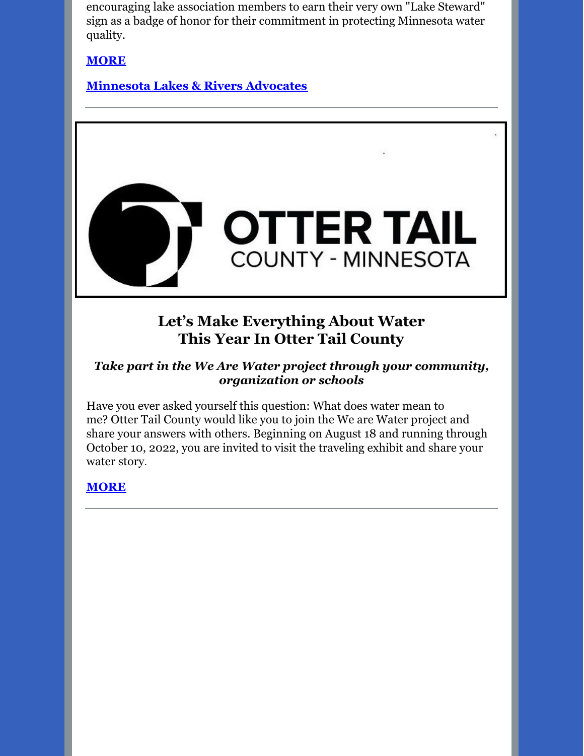encouraging lake association members to earn their very own "Lake Steward" sign as a badge of honor for their commitment in protecting Minnesota water quality.

**MORE**

**Minnesota Lakes & Rivers Advocates**

---

OTTER TAIL COUNTY - MINNESOTA

## Let's Make Everything About Water This Year In Otter Tail County

***Take part in the We Are Water project through your community, organization or schools***

Have you ever asked yourself this question: What does water mean to me? Otter Tail County would like you to join the We are Water project and share your answers with others. Beginning on August 18 and running through October 10, 2022, you are invited to visit the traveling exhibit and share your water story.

**MORE**

---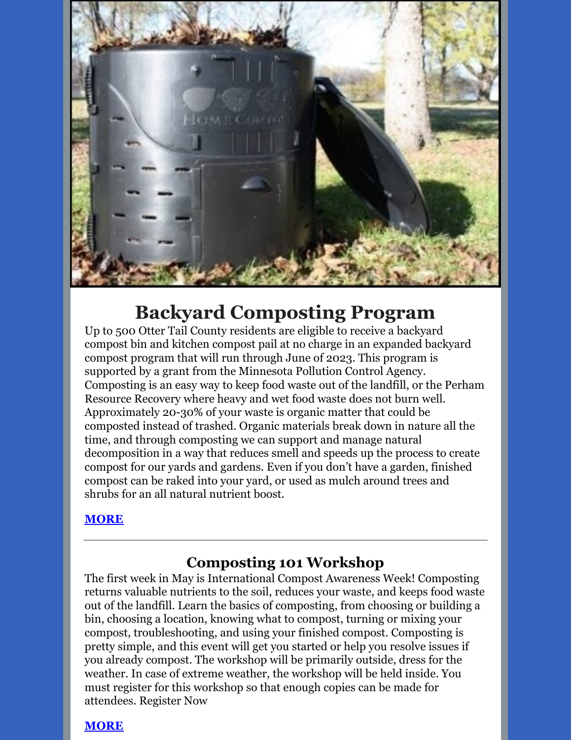## Backyard Composting Program

Up to 500 Otter Tail County residents are eligible to receive a backyard compost bin and kitchen compost pail at no charge in an expanded backyard compost program that will run through June of 2023. This program is supported by a grant from the Minnesota Pollution Control Agency. Composting is an easy way to keep food waste out of the landfill, or the Perham Resource Recovery where heavy and wet food waste does not burn well. Approximately 20-30% of your waste is organic matter that could be composted instead of trashed. Organic materials break down in nature all the time, and through composting we can support and manage natural decomposition in a way that reduces smell and speeds up the process to create compost for our yards and gardens. Even if you don't have a garden, finished compost can be raked into your yard, or used as mulch around trees and shrubs for an all natural nutrient boost.

**MORE**

---

## Composting 101 Workshop

The first week in May is International Compost Awareness Week! Composting returns valuable nutrients to the soil, reduces your waste, and keeps food waste out of the landfill. Learn the basics of composting, from choosing or building a bin, choosing a location, knowing what to compost, turning or mixing your compost, troubleshooting, and using your finished compost. Composting is pretty simple, and this event will get you started or help you resolve issues if you already compost. The workshop will be primarily outside, dress for the weather. In case of extreme weather, the workshop will be held inside. You must register for this workshop so that enough copies can be made for attendees. Register Now

**MORE**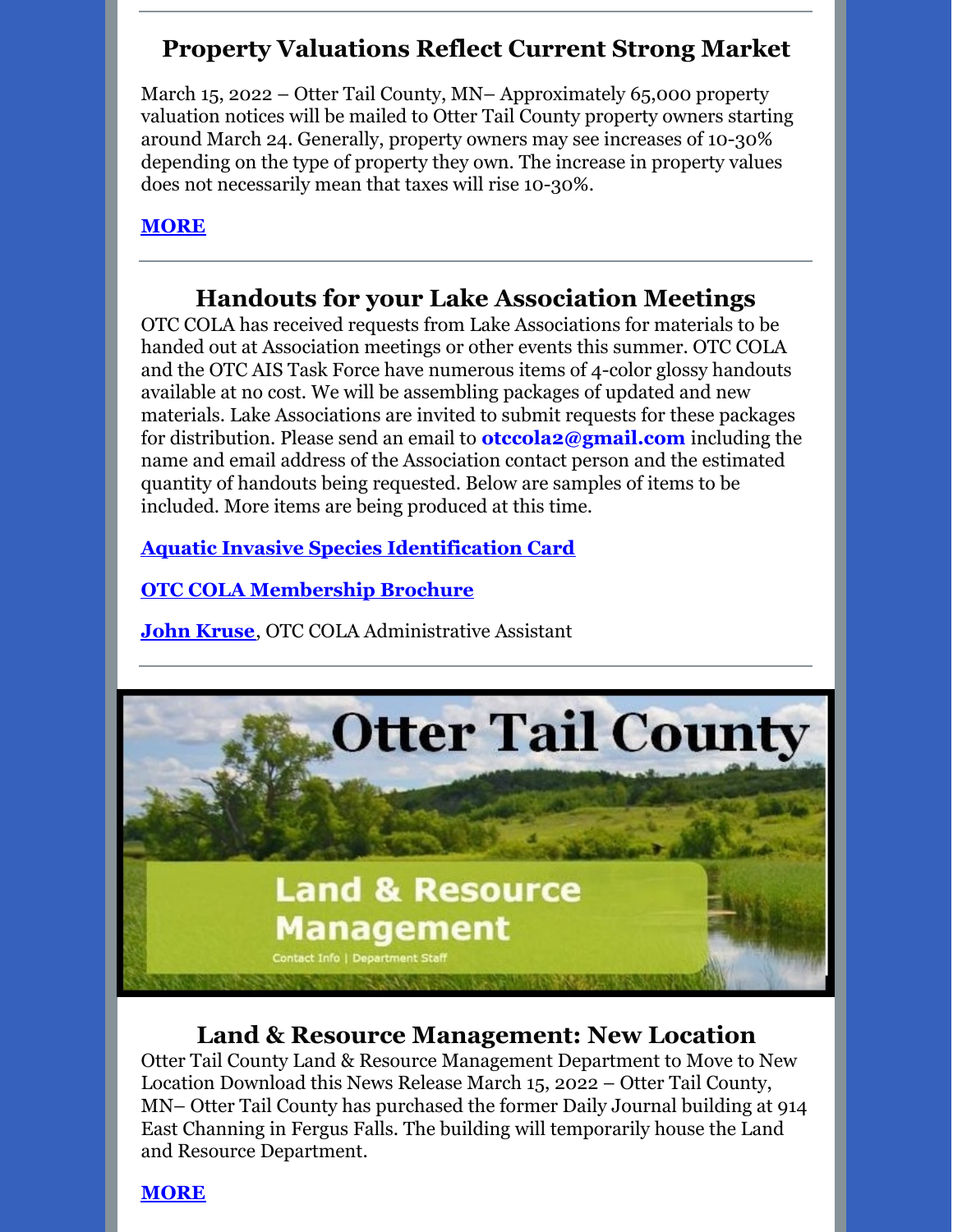## Property Valuations Reflect Current Strong Market

March 15, 2022 – Otter Tail County, MN– Approximately 65,000 property valuation notices will be mailed to Otter Tail County property owners starting around March 24. Generally, property owners may see increases of 10-30% depending on the type of property they own. The increase in property values does not necessarily mean that taxes will rise 10-30%.

**MORE**

## Handouts for your Lake Association Meetings

OTC COLA has received requests from Lake Associations for materials to be handed out at Association meetings or other events this summer. OTC COLA and the OTC AIS Task Force have numerous items of 4-color glossy handouts available at no cost. We will be assembling packages of updated and new materials. Lake Associations are invited to submit requests for these packages for distribution. Please send an email to **otccola2@gmail.com** including the name and email address of the Association contact person and the estimated quantity of handouts being requested. Below are samples of items to be included. More items are being produced at this time.

**Aquatic Invasive Species Identification Card**

**OTC COLA Membership Brochure**

**John Kruse**, OTC COLA Administrative Assistant

## Land & Resource Management: New Location

Otter Tail County Land & Resource Management Department to Move to New Location Download this News Release March 15, 2022 – Otter Tail County, MN– Otter Tail County has purchased the former Daily Journal building at 914 East Channing in Fergus Falls. The building will temporarily house the Land and Resource Department.

**MORE**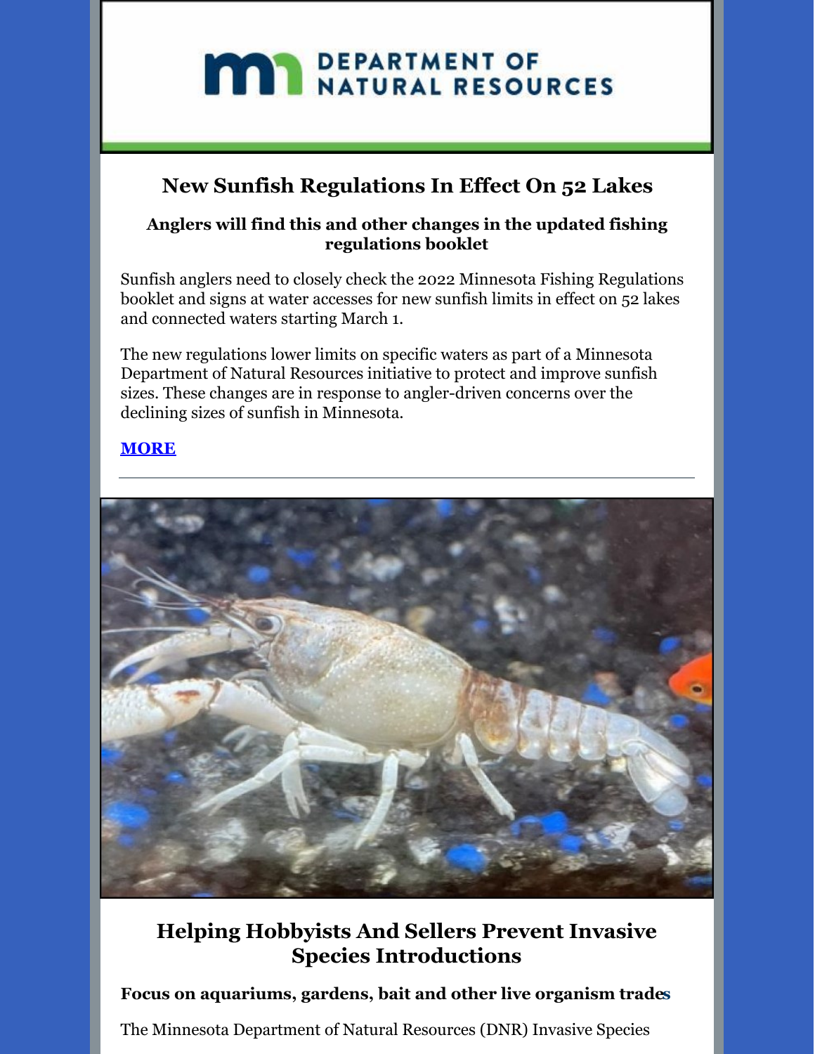## New Sunfish Regulations In Effect On 52 Lakes

### Anglers will find this and other changes in the updated fishing regulations booklet

Sunfish anglers need to closely check the 2022 Minnesota Fishing Regulations booklet and signs at water accesses for new sunfish limits in effect on 52 lakes and connected waters starting March 1.

The new regulations lower limits on specific waters as part of a Minnesota Department of Natural Resources initiative to protect and improve sunfish sizes. These changes are in response to angler-driven concerns over the declining sizes of sunfish in Minnesota.

**MORE**

---

## Helping Hobbyists And Sellers Prevent Invasive Species Introductions

### Focus on aquariums, gardens, bait and other live organism trades

The Minnesota Department of Natural Resources (DNR) Invasive Species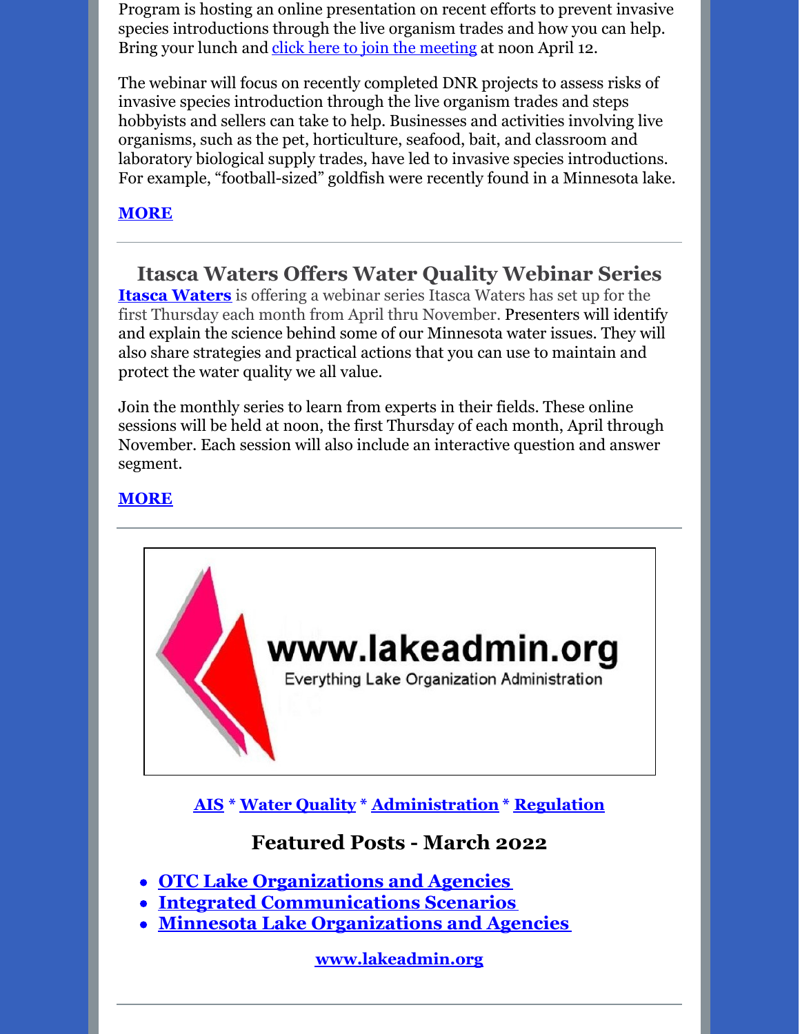Program is hosting an online presentation on recent efforts to prevent invasive species introductions through the live organism trades and how you can help. Bring your lunch and click here to join the meeting at noon April 12.

The webinar will focus on recently completed DNR projects to assess risks of invasive species introduction through the live organism trades and steps hobbyists and sellers can take to help. Businesses and activities involving live organisms, such as the pet, horticulture, seafood, bait, and classroom and laboratory biological supply trades, have led to invasive species introductions. For example, "football-sized" goldfish were recently found in a Minnesota lake.

**MORE**

## Itasca Waters Offers Water Quality Webinar Series

**Itasca Waters** is offering a webinar series Itasca Waters has set up for the first Thursday each month from April thru November. Presenters will identify and explain the science behind some of our Minnesota water issues. They will also share strategies and practical actions that you can use to maintain and protect the water quality we all value.

Join the monthly series to learn from experts in their fields. These online sessions will be held at noon, the first Thursday of each month, April through November. Each session will also include an interactive question and answer segment.

**MORE**

www.lakeadmin.org

Everything Lake Organization Administration

**AIS** * **Water Quality** * **Administration** * **Regulation**

## Featured Posts - March 2022

- **OTC Lake Organizations and Agencies**
- **Integrated Communications Scenarios**
- **Minnesota Lake Organizations and Agencies**

**www.lakeadmin.org**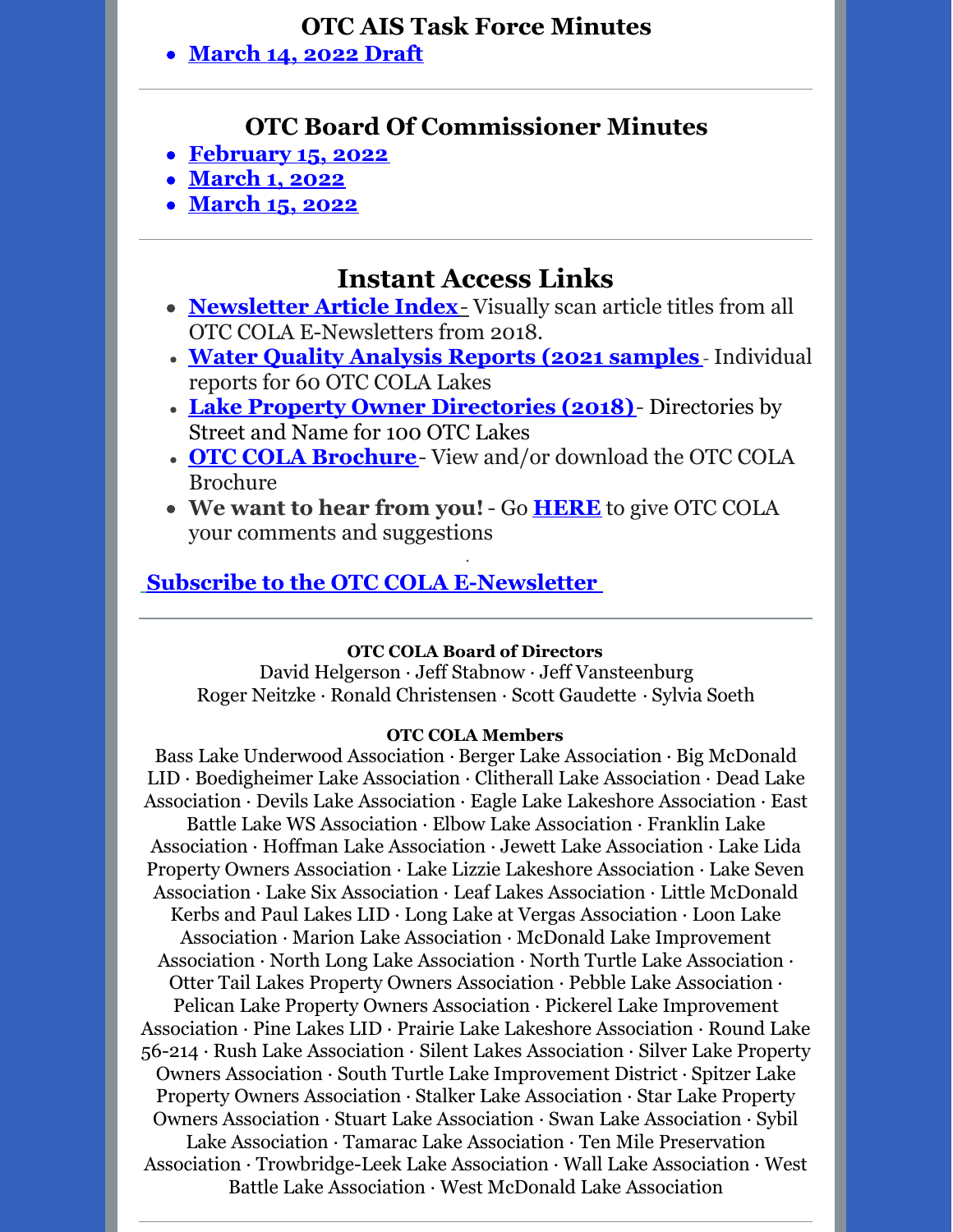## OTC AIS Task Force Minutes

- **March 14, 2022 Draft**

---

## OTC Board Of Commissioner Minutes

- **February 15, 2022**
- **March 1, 2022**
- **March 15, 2022**

---

# Instant Access Links

- **Newsletter Article Index** - Visually scan article titles from all OTC COLA E-Newsletters from 2018.
- **Water Quality Analysis Reports (2021 samples** - Individual reports for 60 OTC COLA Lakes
- **Lake Property Owner Directories (2018)** - Directories by Street and Name for 100 OTC Lakes
- **OTC COLA Brochure** - View and/or download the OTC COLA Brochure
- **We want to hear from you!** - Go **HERE** to give OTC COLA your comments and suggestions

**Subscribe to the OTC COLA E-Newsletter**

---

**OTC COLA Board of Directors**

David Helgerson · Jeff Stabnow · Jeff Vansteenburg
Roger Neitzke · Ronald Christensen · Scott Gaudette · Sylvia Soeth

**OTC COLA Members**

Bass Lake Underwood Association · Berger Lake Association · Big McDonald LID · Boedigheimer Lake Association · Clitherall Lake Association · Dead Lake Association · Devils Lake Association · Eagle Lake Lakeshore Association · East Battle Lake WS Association · Elbow Lake Association · Franklin Lake Association · Hoffman Lake Association · Jewett Lake Association · Lake Lida Property Owners Association · Lake Lizzie Lakeshore Association · Lake Seven Association · Lake Six Association · Leaf Lakes Association · Little McDonald Kerbs and Paul Lakes LID · Long Lake at Vergas Association · Loon Lake Association · Marion Lake Association · McDonald Lake Improvement Association · North Long Lake Association · North Turtle Lake Association · Otter Tail Lakes Property Owners Association · Pebble Lake Association · Pelican Lake Property Owners Association · Pickerel Lake Improvement Association · Pine Lakes LID · Prairie Lake Lakeshore Association · Round Lake 56-214 · Rush Lake Association · Silent Lakes Association · Silver Lake Property Owners Association · South Turtle Lake Improvement District · Spitzer Lake Property Owners Association · Stalker Lake Association · Star Lake Property Owners Association · Stuart Lake Association · Swan Lake Association · Sybil Lake Association · Tamarac Lake Association · Ten Mile Preservation Association · Trowbridge-Leek Lake Association · Wall Lake Association · West Battle Lake Association · West McDonald Lake Association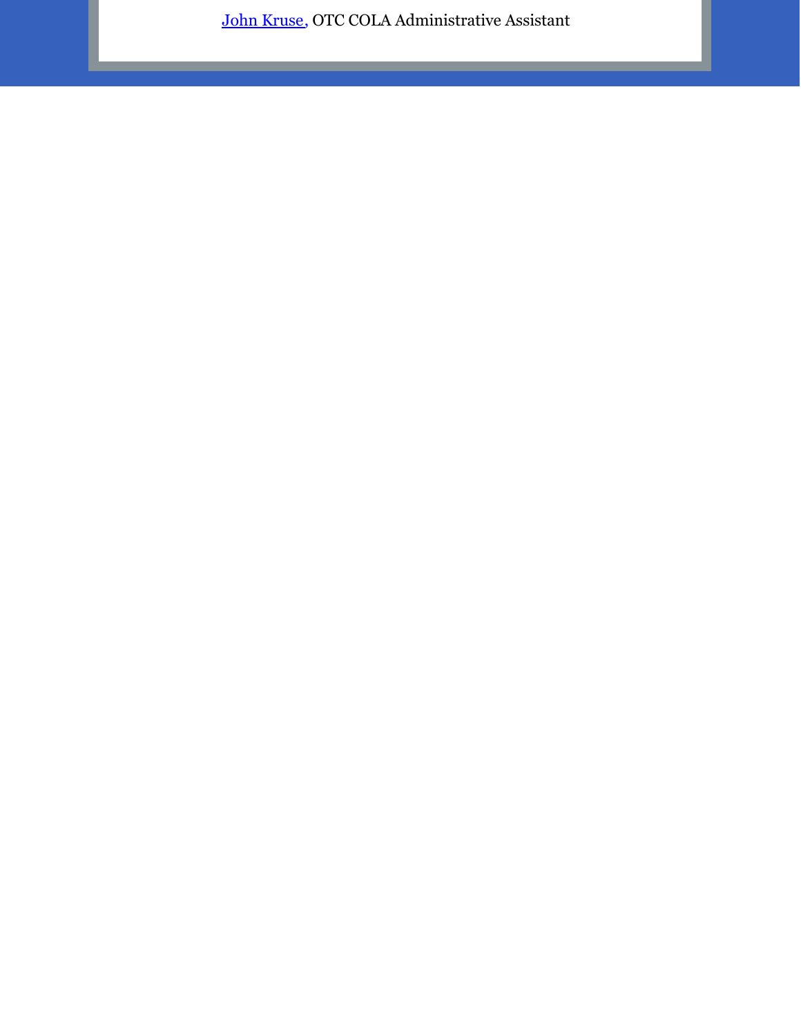[John Kruse,](#) OTC COLA Administrative Assistant